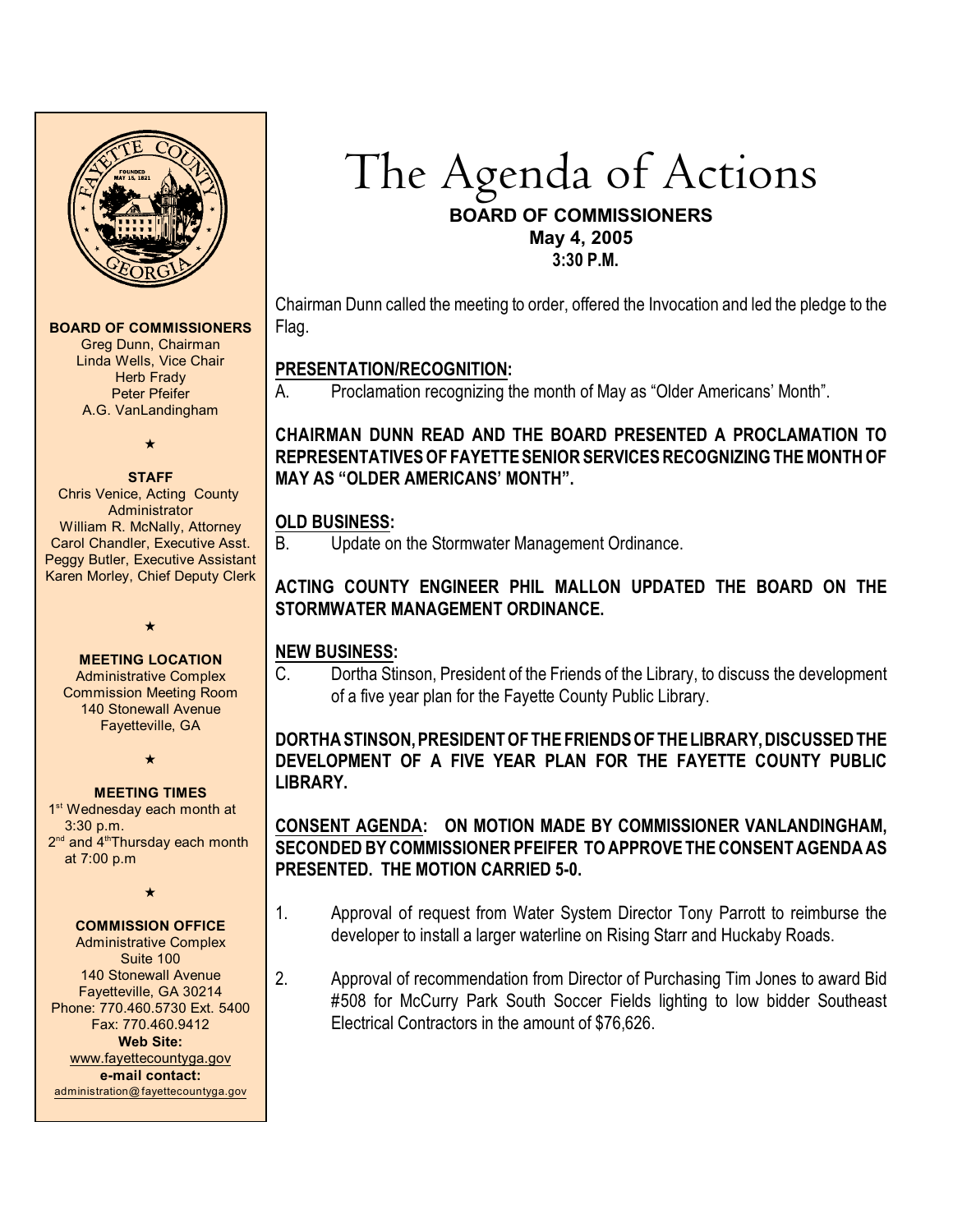# The Agenda of Actions

**BOARD OF COMMISSIONERS**
**May 4, 2005**
**3:30 P.M.**

**BOARD OF COMMISSIONERS**
Greg Dunn, Chairman
Linda Wells, Vice Chair
Herb Frady
Peter Pfeifer
A.G. VanLandingham

★

**STAFF**
Chris Venice, Acting County Administrator
William R. McNally, Attorney
Carol Chandler, Executive Asst.
Peggy Butler, Executive Assistant
Karen Morley, Chief Deputy Clerk

★

**MEETING LOCATION**
Administrative Complex
Commission Meeting Room
140 Stonewall Avenue
Fayetteville, GA

★

**MEETING TIMES**
1st Wednesday each month at 3:30 p.m.
2nd and 4th Thursday each month at 7:00 p.m

★

**COMMISSION OFFICE**
Administrative Complex
Suite 100
140 Stonewall Avenue
Fayetteville, GA 30214
Phone: 770.460.5730 Ext. 5400
Fax: 770.460.9412
**Web Site:**
www.fayettecountyga.gov
**e-mail contact:**
administration@fayettecountyga.gov

Chairman Dunn called the meeting to order, offered the Invocation and led the pledge to the Flag.

**PRESENTATION/RECOGNITION:**

A. Proclamation recognizing the month of May as "Older Americans' Month".

**CHAIRMAN DUNN READ AND THE BOARD PRESENTED A PROCLAMATION TO REPRESENTATIVES OF FAYETTE SENIOR SERVICES RECOGNIZING THE MONTH OF MAY AS "OLDER AMERICANS' MONTH".**

**OLD BUSINESS:**

B. Update on the Stormwater Management Ordinance.

**ACTING COUNTY ENGINEER PHIL MALLON UPDATED THE BOARD ON THE STORMWATER MANAGEMENT ORDINANCE.**

**NEW BUSINESS:**

C. Dortha Stinson, President of the Friends of the Library, to discuss the development of a five year plan for the Fayette County Public Library.

**DORTHA STINSON, PRESIDENT OF THE FRIENDS OF THE LIBRARY, DISCUSSED THE DEVELOPMENT OF A FIVE YEAR PLAN FOR THE FAYETTE COUNTY PUBLIC LIBRARY.**

**CONSENT AGENDA: ON MOTION MADE BY COMMISSIONER VANLANDINGHAM, SECONDED BY COMMISSIONER PFEIFER TO APPROVE THE CONSENT AGENDA AS PRESENTED. THE MOTION CARRIED 5-0.**

1. Approval of request from Water System Director Tony Parrott to reimburse the developer to install a larger waterline on Rising Starr and Huckaby Roads.

2. Approval of recommendation from Director of Purchasing Tim Jones to award Bid #508 for McCurry Park South Soccer Fields lighting to low bidder Southeast Electrical Contractors in the amount of $76,626.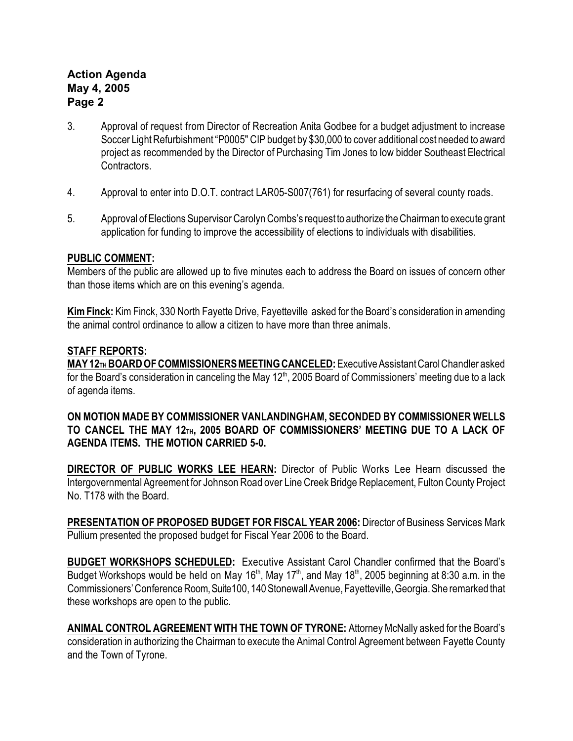3. Approval of request from Director of Recreation Anita Godbee for a budget adjustment to increase Soccer Light Refurbishment "P0005" CIP budget by $30,000 to cover additional cost needed to award project as recommended by the Director of Purchasing Tim Jones to low bidder Southeast Electrical Contractors.

4. Approval to enter into D.O.T. contract LAR05-S007(761) for resurfacing of several county roads.

5. Approval of Elections Supervisor Carolyn Combs's request to authorize the Chairman to execute grant application for funding to improve the accessibility of elections to individuals with disabilities.

**PUBLIC COMMENT:**

Members of the public are allowed up to five minutes each to address the Board on issues of concern other than those items which are on this evening's agenda.

**Kim Finck:** Kim Finck, 330 North Fayette Drive, Fayetteville asked for the Board's consideration in amending the animal control ordinance to allow a citizen to have more than three animals.

**STAFF REPORTS:**

**MAY 12TH BOARD OF COMMISSIONERS MEETING CANCELED:** Executive Assistant Carol Chandler asked for the Board's consideration in canceling the May 12th, 2005 Board of Commissioners' meeting due to a lack of agenda items.

**ON MOTION MADE BY COMMISSIONER VANLANDINGHAM, SECONDED BY COMMISSIONER WELLS TO CANCEL THE MAY 12TH, 2005 BOARD OF COMMISSIONERS' MEETING DUE TO A LACK OF AGENDA ITEMS. THE MOTION CARRIED 5-0.**

**DIRECTOR OF PUBLIC WORKS LEE HEARN:** Director of Public Works Lee Hearn discussed the Intergovernmental Agreement for Johnson Road over Line Creek Bridge Replacement, Fulton County Project No. T178 with the Board.

**PRESENTATION OF PROPOSED BUDGET FOR FISCAL YEAR 2006:** Director of Business Services Mark Pullium presented the proposed budget for Fiscal Year 2006 to the Board.

**BUDGET WORKSHOPS SCHEDULED:** Executive Assistant Carol Chandler confirmed that the Board's Budget Workshops would be held on May 16th, May 17th, and May 18th, 2005 beginning at 8:30 a.m. in the Commissioners' Conference Room, Suite100, 140 Stonewall Avenue, Fayetteville, Georgia. She remarked that these workshops are open to the public.

**ANIMAL CONTROL AGREEMENT WITH THE TOWN OF TYRONE:** Attorney McNally asked for the Board's consideration in authorizing the Chairman to execute the Animal Control Agreement between Fayette County and the Town of Tyrone.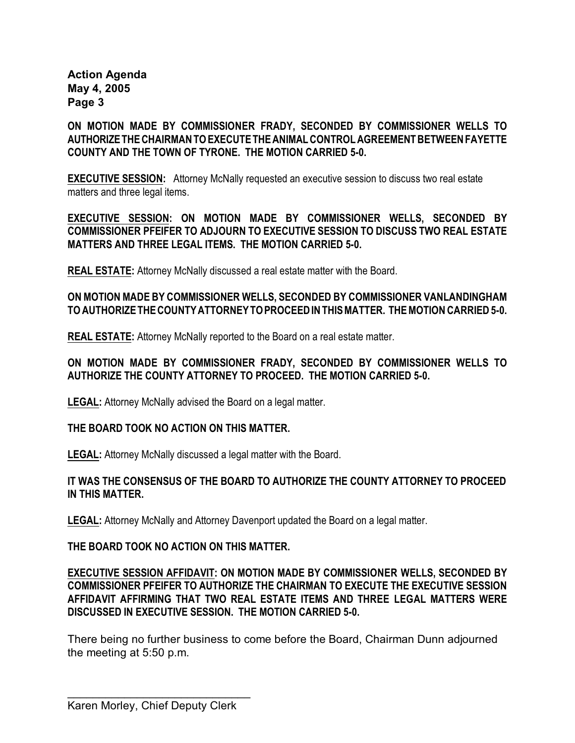**Action Agenda**
**May 4, 2005**
**Page 3**

**ON MOTION MADE BY COMMISSIONER FRADY, SECONDED BY COMMISSIONER WELLS TO AUTHORIZE THE CHAIRMAN TO EXECUTE THE ANIMAL CONTROL AGREEMENT BETWEEN FAYETTE COUNTY AND THE TOWN OF TYRONE. THE MOTION CARRIED 5-0.**

**EXECUTIVE SESSION:** Attorney McNally requested an executive session to discuss two real estate matters and three legal items.

**EXECUTIVE SESSION: ON MOTION MADE BY COMMISSIONER WELLS, SECONDED BY COMMISSIONER PFEIFER TO ADJOURN TO EXECUTIVE SESSION TO DISCUSS TWO REAL ESTATE MATTERS AND THREE LEGAL ITEMS. THE MOTION CARRIED 5-0.**

**REAL ESTATE:** Attorney McNally discussed a real estate matter with the Board.

**ON MOTION MADE BY COMMISSIONER WELLS, SECONDED BY COMMISSIONER VANLANDINGHAM TO AUTHORIZE THE COUNTY ATTORNEY TO PROCEED IN THIS MATTER. THE MOTION CARRIED 5-0.**

**REAL ESTATE:** Attorney McNally reported to the Board on a real estate matter.

**ON MOTION MADE BY COMMISSIONER FRADY, SECONDED BY COMMISSIONER WELLS TO AUTHORIZE THE COUNTY ATTORNEY TO PROCEED. THE MOTION CARRIED 5-0.**

**LEGAL:** Attorney McNally advised the Board on a legal matter.

**THE BOARD TOOK NO ACTION ON THIS MATTER.**

**LEGAL:** Attorney McNally discussed a legal matter with the Board.

**IT WAS THE CONSENSUS OF THE BOARD TO AUTHORIZE THE COUNTY ATTORNEY TO PROCEED IN THIS MATTER.**

**LEGAL:** Attorney McNally and Attorney Davenport updated the Board on a legal matter.

**THE BOARD TOOK NO ACTION ON THIS MATTER.**

**EXECUTIVE SESSION AFFIDAVIT: ON MOTION MADE BY COMMISSIONER WELLS, SECONDED BY COMMISSIONER PFEIFER TO AUTHORIZE THE CHAIRMAN TO EXECUTE THE EXECUTIVE SESSION AFFIDAVIT AFFIRMING THAT TWO REAL ESTATE ITEMS AND THREE LEGAL MATTERS WERE DISCUSSED IN EXECUTIVE SESSION. THE MOTION CARRIED 5-0.**

There being no further business to come before the Board, Chairman Dunn adjourned the meeting at 5:50 p.m.

\_\_\_\_\_\_\_\_\_\_\_\_\_\_\_\_\_\_\_\_\_\_\_\_\_\_\_\_\_\_
Karen Morley, Chief Deputy Clerk